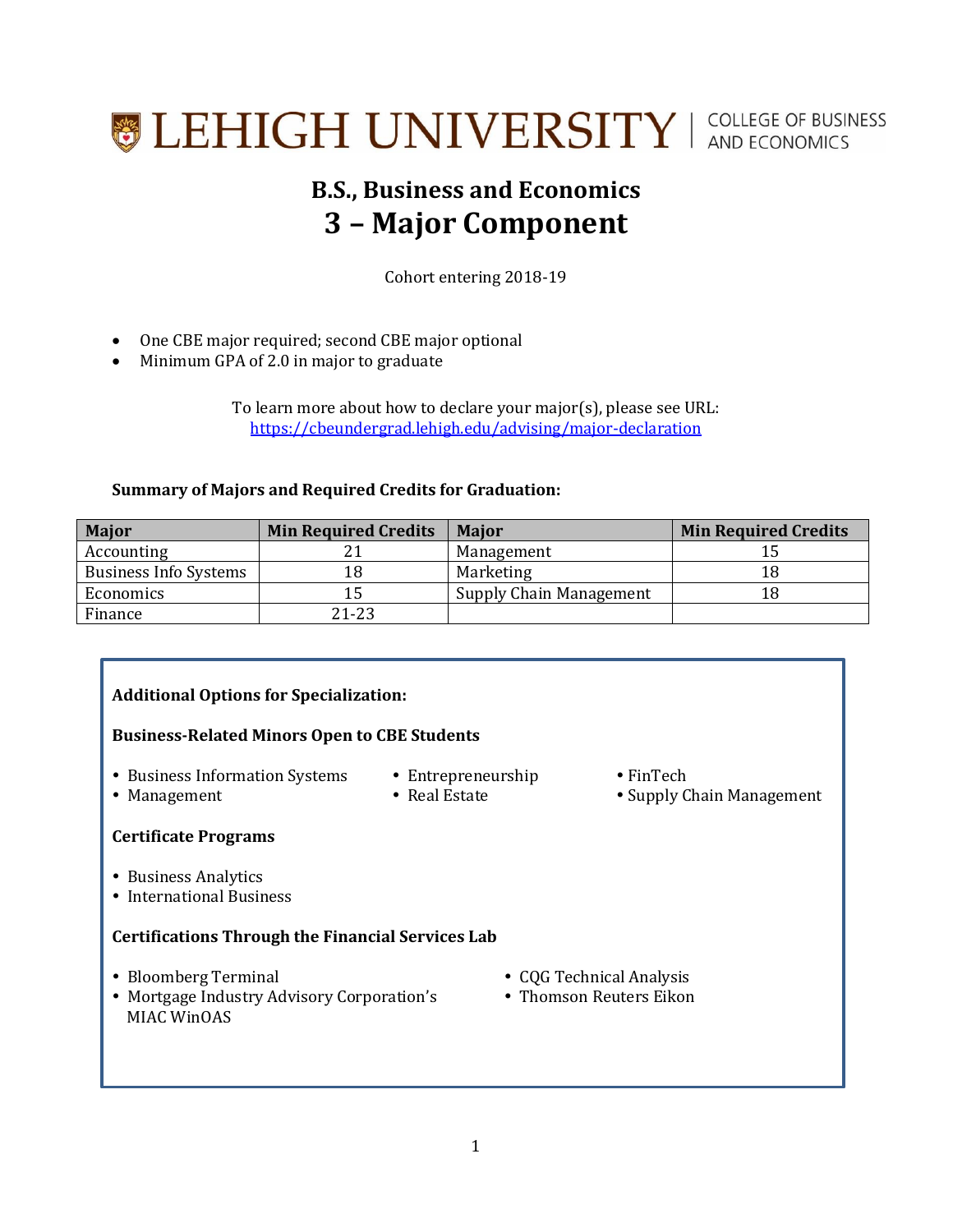LEHIGH UNIVERSITY | COLLEGE OF BUSINESS AND ECONOMICS

# B.S., Business and Economics

# 3 – Major Component

Cohort entering 2018-19

- One CBE major required; second CBE major optional
- Minimum GPA of 2.0 in major to graduate

To learn more about how to declare your major(s), please see URL: https://cbeundergrad.lehigh.edu/advising/major-declaration

**Summary of Majors and Required Credits for Graduation:**

| Major | Min Required Credits | Major | Min Required Credits |
|---|---|---|---|
| Accounting | 21 | Management | 15 |
| Business Info Systems | 18 | Marketing | 18 |
| Economics | 15 | Supply Chain Management | 18 |
| Finance | 21-23 | | |

**Additional Options for Specialization:**

**Business-Related Minors Open to CBE Students**

- Business Information Systems
- Management
- Entrepreneurship
- Real Estate
- FinTech
- Supply Chain Management

**Certificate Programs**

- Business Analytics
- International Business

**Certifications Through the Financial Services Lab**

- Bloomberg Terminal
- Mortgage Industry Advisory Corporation's MIAC WinOAS
- CQG Technical Analysis
- Thomson Reuters Eikon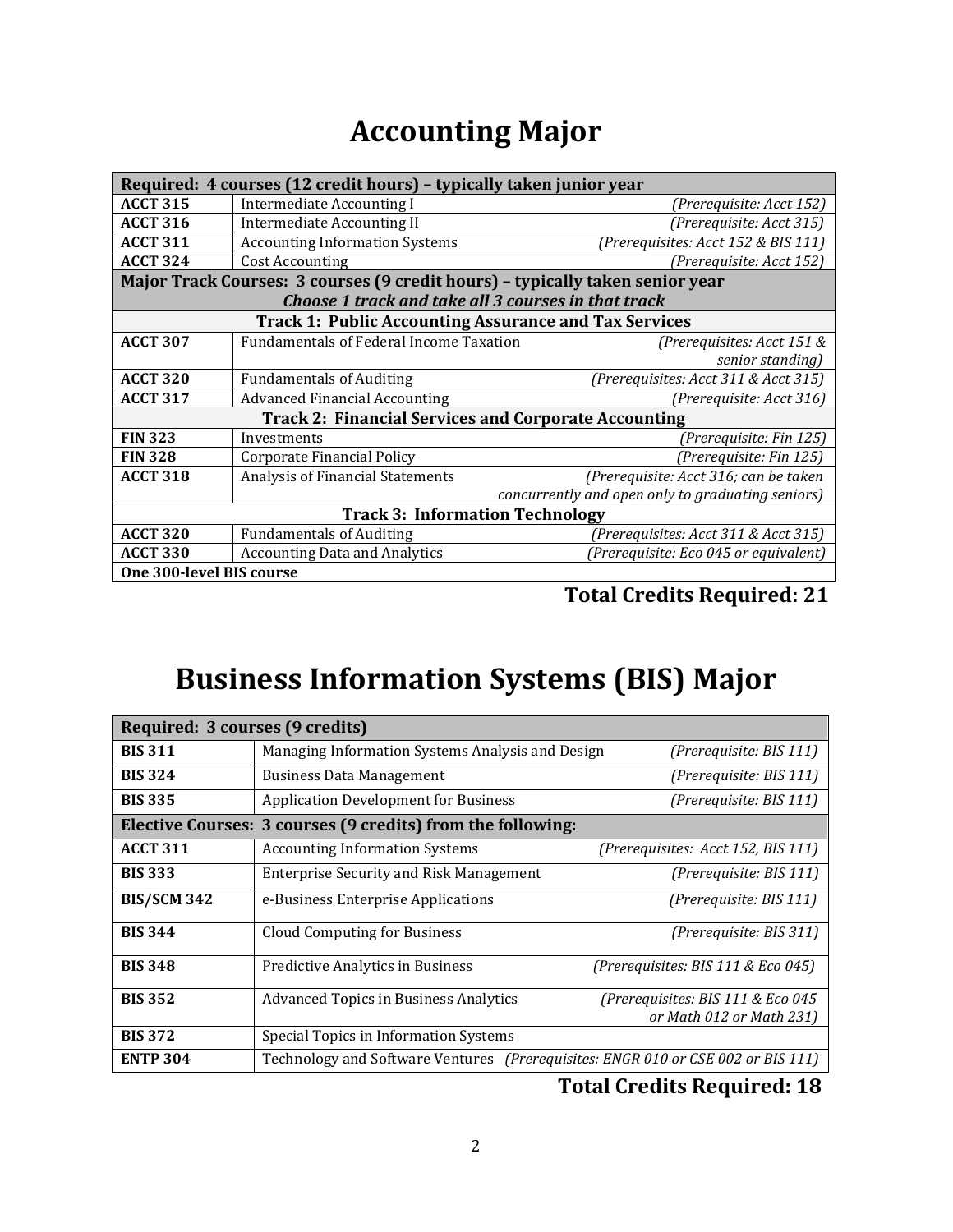# Accounting Major

| Required: 4 courses (12 credit hours) – typically taken junior year | | |
|---|---|---|
| **ACCT 315** | Intermediate Accounting I | *(Prerequisite: Acct 152)* |
| **ACCT 316** | Intermediate Accounting II | *(Prerequisite: Acct 315)* |
| **ACCT 311** | Accounting Information Systems | *(Prerequisites: Acct 152 & BIS 111)* |
| **ACCT 324** | Cost Accounting | *(Prerequisite: Acct 152)* |
| **Major Track Courses: 3 courses (9 credit hours) – typically taken senior year** ***Choose 1 track and take all 3 courses in that track*** | | |
| **Track 1: Public Accounting Assurance and Tax Services** | | |
| **ACCT 307** | Fundamentals of Federal Income Taxation | *(Prerequisites: Acct 151 & senior standing)* |
| **ACCT 320** | Fundamentals of Auditing | *(Prerequisites: Acct 311 & Acct 315)* |
| **ACCT 317** | Advanced Financial Accounting | *(Prerequisite: Acct 316)* |
| **Track 2: Financial Services and Corporate Accounting** | | |
| **FIN 323** | Investments | *(Prerequisite: Fin 125)* |
| **FIN 328** | Corporate Financial Policy | *(Prerequisite: Fin 125)* |
| **ACCT 318** | Analysis of Financial Statements | *(Prerequisite: Acct 316; can be taken concurrently and open only to graduating seniors)* |
| **Track 3: Information Technology** | | |
| **ACCT 320** | Fundamentals of Auditing | *(Prerequisites: Acct 311 & Acct 315)* |
| **ACCT 330** | Accounting Data and Analytics | *(Prerequisite: Eco 045 or equivalent)* |
| **One 300-level BIS course** | | |

**Total Credits Required: 21**

# Business Information Systems (BIS) Major

| Required: 3 courses (9 credits) | | |
|---|---|---|
| **BIS 311** | Managing Information Systems Analysis and Design | *(Prerequisite: BIS 111)* |
| **BIS 324** | Business Data Management | *(Prerequisite: BIS 111)* |
| **BIS 335** | Application Development for Business | *(Prerequisite: BIS 111)* |
| **Elective Courses: 3 courses (9 credits) from the following:** | | |
| **ACCT 311** | Accounting Information Systems | *(Prerequisites: Acct 152, BIS 111)* |
| **BIS 333** | Enterprise Security and Risk Management | *(Prerequisite: BIS 111)* |
| **BIS/SCM 342** | e-Business Enterprise Applications | *(Prerequisite: BIS 111)* |
| **BIS 344** | Cloud Computing for Business | *(Prerequisite: BIS 311)* |
| **BIS 348** | Predictive Analytics in Business | *(Prerequisites: BIS 111 & Eco 045)* |
| **BIS 352** | Advanced Topics in Business Analytics | *(Prerequisites: BIS 111 & Eco 045 or Math 012 or Math 231)* |
| **BIS 372** | Special Topics in Information Systems | |
| **ENTP 304** | Technology and Software Ventures | *(Prerequisites: ENGR 010 or CSE 002 or BIS 111)* |

**Total Credits Required: 18**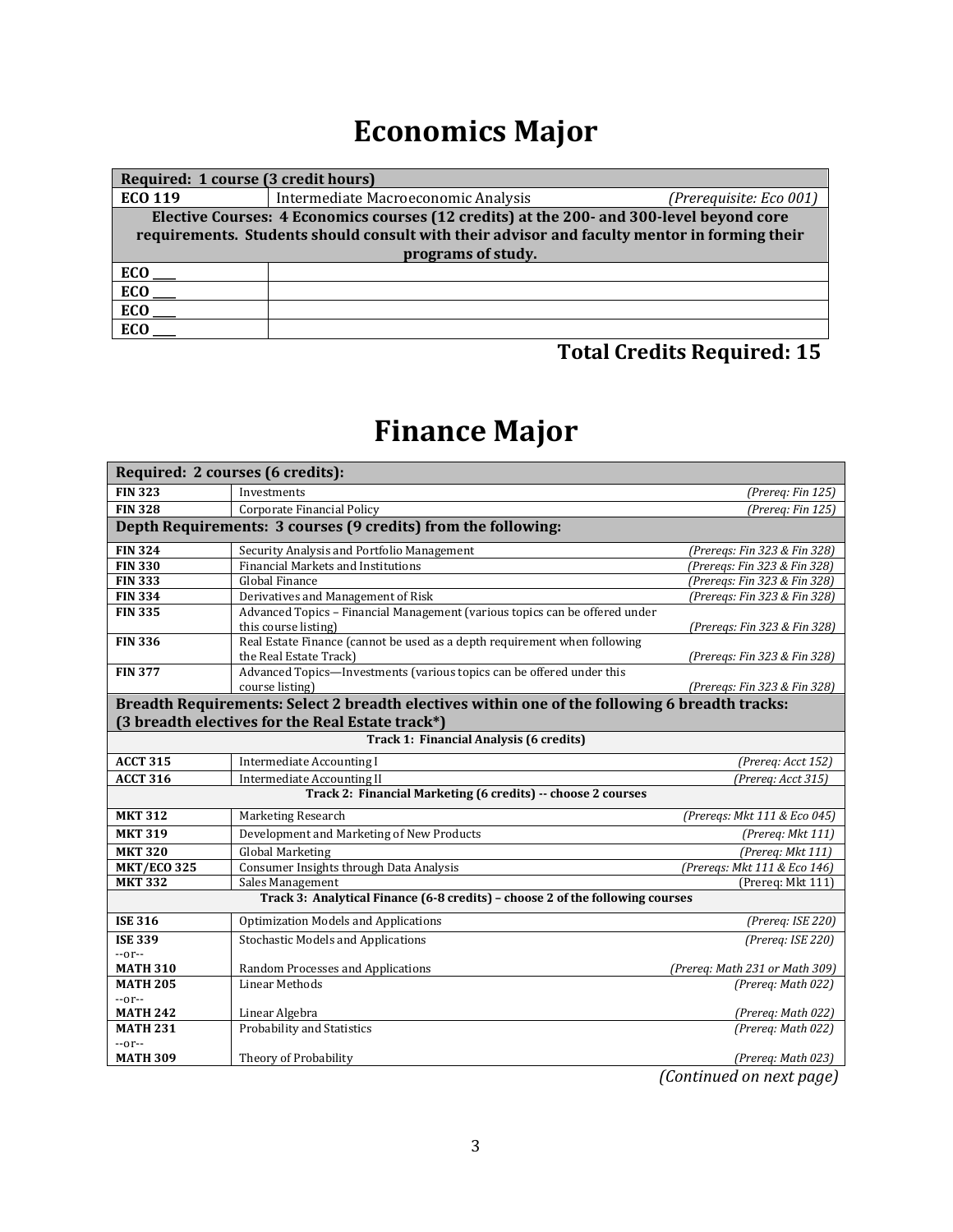# Economics Major

| Required: 1 course (3 credit hours) | | |
|---|---|---|
| **ECO 119** | Intermediate Macroeconomic Analysis | *(Prerequisite: Eco 001)* |
| **Elective Courses: 4 Economics courses (12 credits) at the 200- and 300-level beyond core requirements. Students should consult with their advisor and faculty mentor in forming their programs of study.** | | |
| **ECO \_\_\_\_** | | |
| **ECO \_\_\_\_** | | |
| **ECO \_\_\_\_** | | |
| **ECO \_\_\_\_** | | |

**Total Credits Required: 15**

# Finance Major

| Required: 2 courses (6 credits): | | |
|---|---|---|
| **FIN 323** | Investments | *(Prereq: Fin 125)* |
| **FIN 328** | Corporate Financial Policy | *(Prereq: Fin 125)* |
| **Depth Requirements: 3 courses (9 credits) from the following:** | | |
| **FIN 324** | Security Analysis and Portfolio Management | *(Prereqs: Fin 323 & Fin 328)* |
| **FIN 330** | Financial Markets and Institutions | *(Prereqs: Fin 323 & Fin 328)* |
| **FIN 333** | Global Finance | *(Prereqs: Fin 323 & Fin 328)* |
| **FIN 334** | Derivatives and Management of Risk | *(Prereqs: Fin 323 & Fin 328)* |
| **FIN 335** | Advanced Topics – Financial Management (various topics can be offered under this course listing) | *(Prereqs: Fin 323 & Fin 328)* |
| **FIN 336** | Real Estate Finance (cannot be used as a depth requirement when following the Real Estate Track) | *(Prereqs: Fin 323 & Fin 328)* |
| **FIN 377** | Advanced Topics—Investments (various topics can be offered under this course listing) | *(Prereqs: Fin 323 & Fin 328)* |
| **Breadth Requirements: Select 2 breadth electives within one of the following 6 breadth tracks: (3 breadth electives for the Real Estate track*)** | | |
| **Track 1: Financial Analysis (6 credits)** | | |
| **ACCT 315** | Intermediate Accounting I | *(Prereq: Acct 152)* |
| **ACCT 316** | Intermediate Accounting II | *(Prereq: Acct 315)* |
| **Track 2: Financial Marketing (6 credits) -- choose 2 courses** | | |
| **MKT 312** | Marketing Research | *(Prereqs: Mkt 111 & Eco 045)* |
| **MKT 319** | Development and Marketing of New Products | *(Prereq: Mkt 111)* |
| **MKT 320** | Global Marketing | *(Prereq: Mkt 111)* |
| **MKT/ECO 325** | Consumer Insights through Data Analysis | *(Prereqs: Mkt 111 & Eco 146)* |
| **MKT 332** | Sales Management | (Prereq: Mkt 111) |
| **Track 3: Analytical Finance (6-8 credits) – choose 2 of the following courses** | | |
| **ISE 316** | Optimization Models and Applications | *(Prereq: ISE 220)* |
| **ISE 339** --or-- **MATH 310** | Stochastic Models and Applications / Random Processes and Applications | *(Prereq: ISE 220)* / *(Prereq: Math 231 or Math 309)* |
| **MATH 205** --or-- **MATH 242** | Linear Methods / Linear Algebra | *(Prereq: Math 022)* / *(Prereq: Math 022)* |
| **MATH 231** --or-- **MATH 309** | Probability and Statistics / Theory of Probability | *(Prereq: Math 022)* / *(Prereq: Math 023)* |

*(Continued on next page)*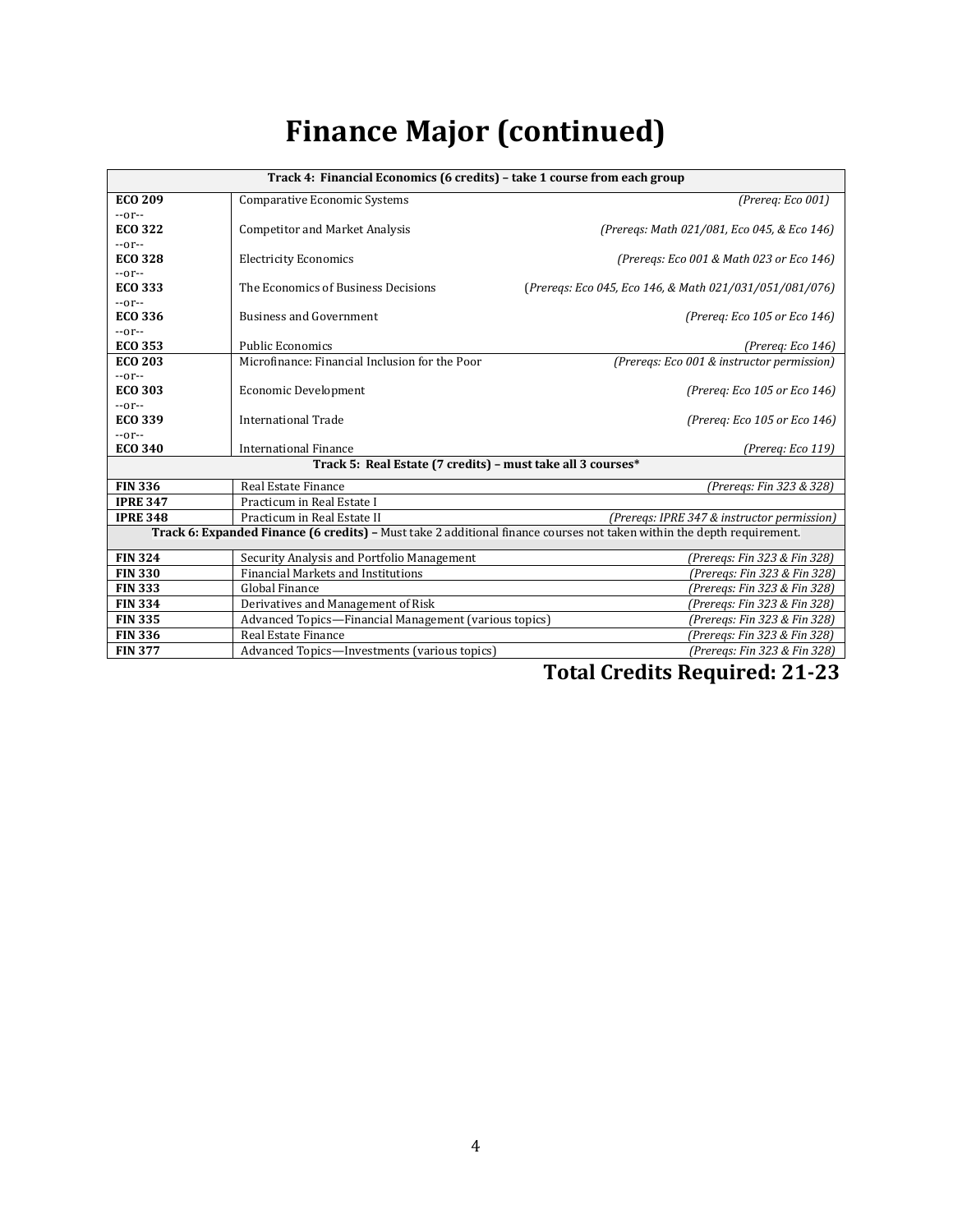# Finance Major (continued)

| Track 4: Financial Economics (6 credits) – take 1 course from each group | | |
|---|---|---|
| **ECO 209** --or-- | Comparative Economic Systems | *(Prereq: Eco 001)* |
| **ECO 322** --or-- | Competitor and Market Analysis | *(Prereqs: Math 021/081, Eco 045, & Eco 146)* |
| **ECO 328** --or-- | Electricity Economics | *(Prereqs: Eco 001 & Math 023 or Eco 146)* |
| **ECO 333** --or-- | The Economics of Business Decisions | *(Prereqs: Eco 045, Eco 146, & Math 021/031/051/081/076)* |
| **ECO 336** --or-- | Business and Government | *(Prereq: Eco 105 or Eco 146)* |
| **ECO 353** | Public Economics | *(Prereq: Eco 146)* |
| **ECO 203** --or-- | Microfinance: Financial Inclusion for the Poor | *(Prereqs: Eco 001 & instructor permission)* |
| **ECO 303** --or-- | Economic Development | *(Prereq: Eco 105 or Eco 146)* |
| **ECO 339** --or-- | International Trade | *(Prereq: Eco 105 or Eco 146)* |
| **ECO 340** | International Finance | *(Prereq: Eco 119)* |
| **Track 5: Real Estate (7 credits) – must take all 3 courses*** | | |
| **FIN 336** | Real Estate Finance | *(Prereqs: Fin 323 & 328)* |
| **IPRE 347** | Practicum in Real Estate I | |
| **IPRE 348** | Practicum in Real Estate II | *(Prereqs: IPRE 347 & instructor permission)* |
| **Track 6: Expanded Finance (6 credits) –** Must take 2 additional finance courses not taken within the depth requirement. | | |
| **FIN 324** | Security Analysis and Portfolio Management | *(Prereqs: Fin 323 & Fin 328)* |
| **FIN 330** | Financial Markets and Institutions | *(Prereqs: Fin 323 & Fin 328)* |
| **FIN 333** | Global Finance | *(Prereqs: Fin 323 & Fin 328)* |
| **FIN 334** | Derivatives and Management of Risk | *(Prereqs: Fin 323 & Fin 328)* |
| **FIN 335** | Advanced Topics—Financial Management (various topics) | *(Prereqs: Fin 323 & Fin 328)* |
| **FIN 336** | Real Estate Finance | *(Prereqs: Fin 323 & Fin 328)* |
| **FIN 377** | Advanced Topics—Investments (various topics) | *(Prereqs: Fin 323 & Fin 328)* |

## Total Credits Required: 21-23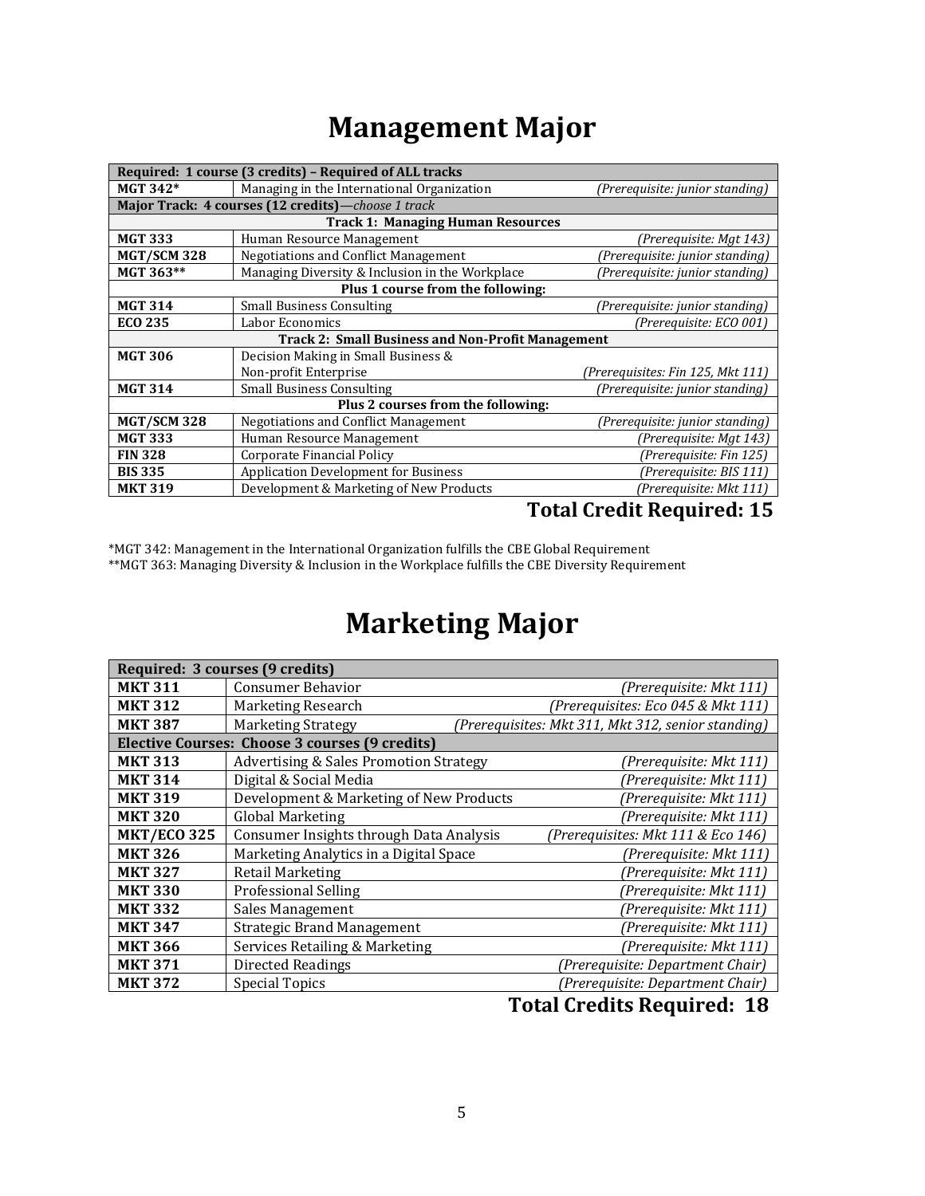# Management Major

| Required: 1 course (3 credits) – Required of ALL tracks | | |
|---|---|---|
| **MGT 342*** | Managing in the International Organization | *(Prerequisite: junior standing)* |
| **Major Track: 4 courses (12 credits)**—*choose 1 track* | | |
| **Track 1: Managing Human Resources** | | |
| **MGT 333** | Human Resource Management | *(Prerequisite: Mgt 143)* |
| **MGT/SCM 328** | Negotiations and Conflict Management | *(Prerequisite: junior standing)* |
| **MGT 363**** | Managing Diversity & Inclusion in the Workplace | *(Prerequisite: junior standing)* |
| **Plus 1 course from the following:** | | |
| **MGT 314** | Small Business Consulting | *(Prerequisite: junior standing)* |
| **ECO 235** | Labor Economics | *(Prerequisite: ECO 001)* |
| **Track 2: Small Business and Non-Profit Management** | | |
| **MGT 306** | Decision Making in Small Business & Non-profit Enterprise | *(Prerequisites: Fin 125, Mkt 111)* |
| **MGT 314** | Small Business Consulting | *(Prerequisite: junior standing)* |
| **Plus 2 courses from the following:** | | |
| **MGT/SCM 328** | Negotiations and Conflict Management | *(Prerequisite: junior standing)* |
| **MGT 333** | Human Resource Management | *(Prerequisite: Mgt 143)* |
| **FIN 328** | Corporate Financial Policy | *(Prerequisite: Fin 125)* |
| **BIS 335** | Application Development for Business | *(Prerequisite: BIS 111)* |
| **MKT 319** | Development & Marketing of New Products | *(Prerequisite: Mkt 111)* |

**Total Credit Required: 15**

*MGT 342: Management in the International Organization fulfills the CBE Global Requirement
**MGT 363: Managing Diversity & Inclusion in the Workplace fulfills the CBE Diversity Requirement

# Marketing Major

| Required: 3 courses (9 credits) | | |
|---|---|---|
| **MKT 311** | Consumer Behavior | *(Prerequisite: Mkt 111)* |
| **MKT 312** | Marketing Research | *(Prerequisites: Eco 045 & Mkt 111)* |
| **MKT 387** | Marketing Strategy | *(Prerequisites: Mkt 311, Mkt 312, senior standing)* |
| **Elective Courses: Choose 3 courses (9 credits)** | | |
| **MKT 313** | Advertising & Sales Promotion Strategy | *(Prerequisite: Mkt 111)* |
| **MKT 314** | Digital & Social Media | *(Prerequisite: Mkt 111)* |
| **MKT 319** | Development & Marketing of New Products | *(Prerequisite: Mkt 111)* |
| **MKT 320** | Global Marketing | *(Prerequisite: Mkt 111)* |
| **MKT/ECO 325** | Consumer Insights through Data Analysis | *(Prerequisites: Mkt 111 & Eco 146)* |
| **MKT 326** | Marketing Analytics in a Digital Space | *(Prerequisite: Mkt 111)* |
| **MKT 327** | Retail Marketing | *(Prerequisite: Mkt 111)* |
| **MKT 330** | Professional Selling | *(Prerequisite: Mkt 111)* |
| **MKT 332** | Sales Management | *(Prerequisite: Mkt 111)* |
| **MKT 347** | Strategic Brand Management | *(Prerequisite: Mkt 111)* |
| **MKT 366** | Services Retailing & Marketing | *(Prerequisite: Mkt 111)* |
| **MKT 371** | Directed Readings | *(Prerequisite: Department Chair)* |
| **MKT 372** | Special Topics | *(Prerequisite: Department Chair)* |

**Total Credits Required: 18**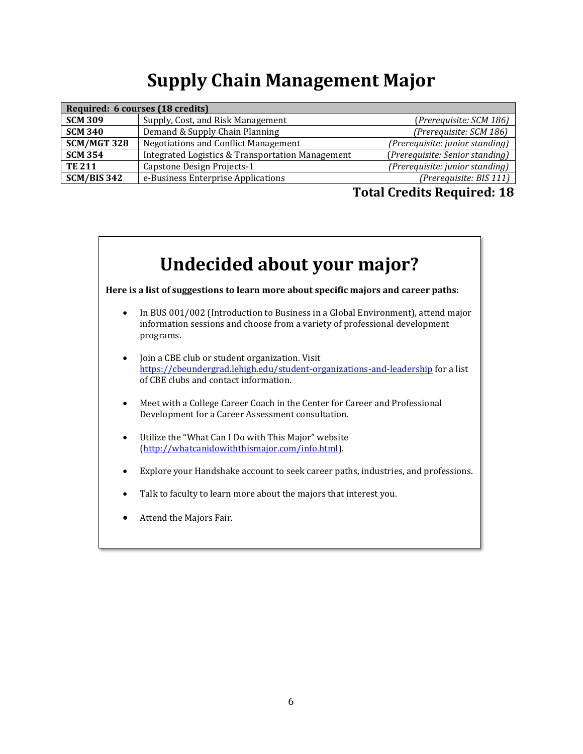# Supply Chain Management Major

| Required: 6 courses (18 credits) | | |
|---|---|---|
| **SCM 309** | Supply, Cost, and Risk Management | *(Prerequisite: SCM 186)* |
| **SCM 340** | Demand & Supply Chain Planning | *(Prerequisite: SCM 186)* |
| **SCM/MGT 328** | Negotiations and Conflict Management | *(Prerequisite: junior standing)* |
| **SCM 354** | Integrated Logistics & Transportation Management | *(Prerequisite: Senior standing)* |
| **TE 211** | Capstone Design Projects-1 | *(Prerequisite: junior standing)* |
| **SCM/BIS 342** | e-Business Enterprise Applications | *(Prerequisite: BIS 111)* |

**Total Credits Required: 18**

# Undecided about your major?

**Here is a list of suggestions to learn more about specific majors and career paths:**

- In BUS 001/002 (Introduction to Business in a Global Environment), attend major information sessions and choose from a variety of professional development programs.
- Join a CBE club or student organization. Visit https://cbeundergrad.lehigh.edu/student-organizations-and-leadership for a list of CBE clubs and contact information.
- Meet with a College Career Coach in the Center for Career and Professional Development for a Career Assessment consultation.
- Utilize the "What Can I Do with This Major" website (http://whatcanidowiththismajor.com/info.html).
- Explore your Handshake account to seek career paths, industries, and professions.
- Talk to faculty to learn more about the majors that interest you.
- Attend the Majors Fair.